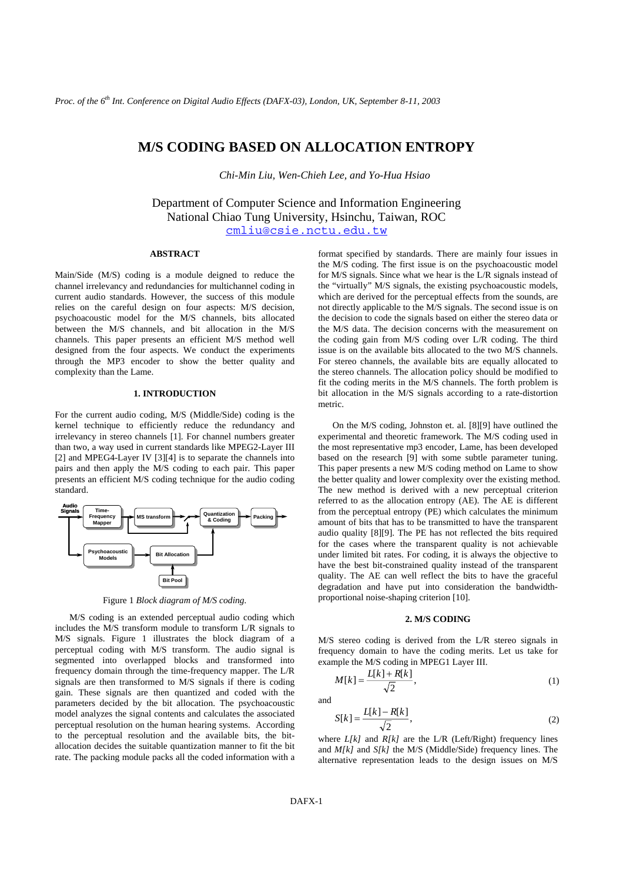# M/S CODING BASED ON ALLOCATION ENTROPY

*Chi-Min Liu, Wen-Chieh Lee, and Yo-Hua Hsiao*

Department of Computer Science and Information Engineering
National Chiao Tung University, Hsinchu, Taiwan, ROC
cmliu@csie.nctu.edu.tw

## ABSTRACT

Main/Side (M/S) coding is a module deigned to reduce the channel irrelevancy and redundancies for multichannel coding in current audio standards. However, the success of this module relies on the careful design on four aspects: M/S decision, psychoacoustic model for the M/S channels, bits allocated between the M/S channels, and bit allocation in the M/S channels. This paper presents an efficient M/S method well designed from the four aspects. We conduct the experiments through the MP3 encoder to show the better quality and complexity than the Lame.

## 1. INTRODUCTION

For the current audio coding, M/S (Middle/Side) coding is the kernel technique to efficiently reduce the redundancy and irrelevancy in stereo channels [1]. For channel numbers greater than two, a way used in current standards like MPEG2-Layer III [2] and MPEG4-Layer IV [3][4] is to separate the channels into pairs and then apply the M/S coding to each pair. This paper presents an efficient M/S coding technique for the audio coding standard.

Figure 1 *Block diagram of M/S coding.*

M/S coding is an extended perceptual audio coding which includes the M/S transform module to transform L/R signals to M/S signals. Figure 1 illustrates the block diagram of a perceptual coding with M/S transform. The audio signal is segmented into overlapped blocks and transformed into frequency domain through the time-frequency mapper. The L/R signals are then transformed to M/S signals if there is coding gain. These signals are then quantized and coded with the parameters decided by the bit allocation. The psychoacoustic model analyzes the signal contents and calculates the associated perceptual resolution on the human hearing systems. According to the perceptual resolution and the available bits, the bit-allocation decides the suitable quantization manner to fit the bit rate. The packing module packs all the coded information with a format specified by standards. There are mainly four issues in the M/S coding. The first issue is on the psychoacoustic model for M/S signals. Since what we hear is the L/R signals instead of the "virtually" M/S signals, the existing psychoacoustic models, which are derived for the perceptual effects from the sounds, are not directly applicable to the M/S signals. The second issue is on the decision to code the signals based on either the stereo data or the M/S data. The decision concerns with the measurement on the coding gain from M/S coding over L/R coding. The third issue is on the available bits allocated to the two M/S channels. For stereo channels, the available bits are equally allocated to the stereo channels. The allocation policy should be modified to fit the coding merits in the M/S channels. The forth problem is bit allocation in the M/S signals according to a rate-distortion metric.

On the M/S coding, Johnston et. al. [8][9] have outlined the experimental and theoretic framework. The M/S coding used in the most representative mp3 encoder, Lame, has been developed based on the research [9] with some subtle parameter tuning. This paper presents a new M/S coding method on Lame to show the better quality and lower complexity over the existing method. The new method is derived with a new perceptual criterion referred to as the allocation entropy (AE). The AE is different from the perceptual entropy (PE) which calculates the minimum amount of bits that has to be transmitted to have the transparent audio quality [8][9]. The PE has not reflected the bits required for the cases where the transparent quality is not achievable under limited bit rates. For coding, it is always the objective to have the best bit-constrained quality instead of the transparent quality. The AE can well reflect the bits to have the graceful degradation and have put into consideration the bandwidth-proportional noise-shaping criterion [10].

## 2. M/S CODING

M/S stereo coding is derived from the L/R stereo signals in frequency domain to have the coding merits. Let us take for example the M/S coding in MPEG1 Layer III.

$$M[k] = \frac{L[k] + R[k]}{\sqrt{2}}, \tag{1}$$

and

$$S[k] = \frac{L[k] - R[k]}{\sqrt{2}}, \tag{2}$$

where $L[k]$ and $R[k]$ are the L/R (Left/Right) frequency lines and $M[k]$ and $S[k]$ the M/S (Middle/Side) frequency lines. The alternative representation leads to the design issues on M/S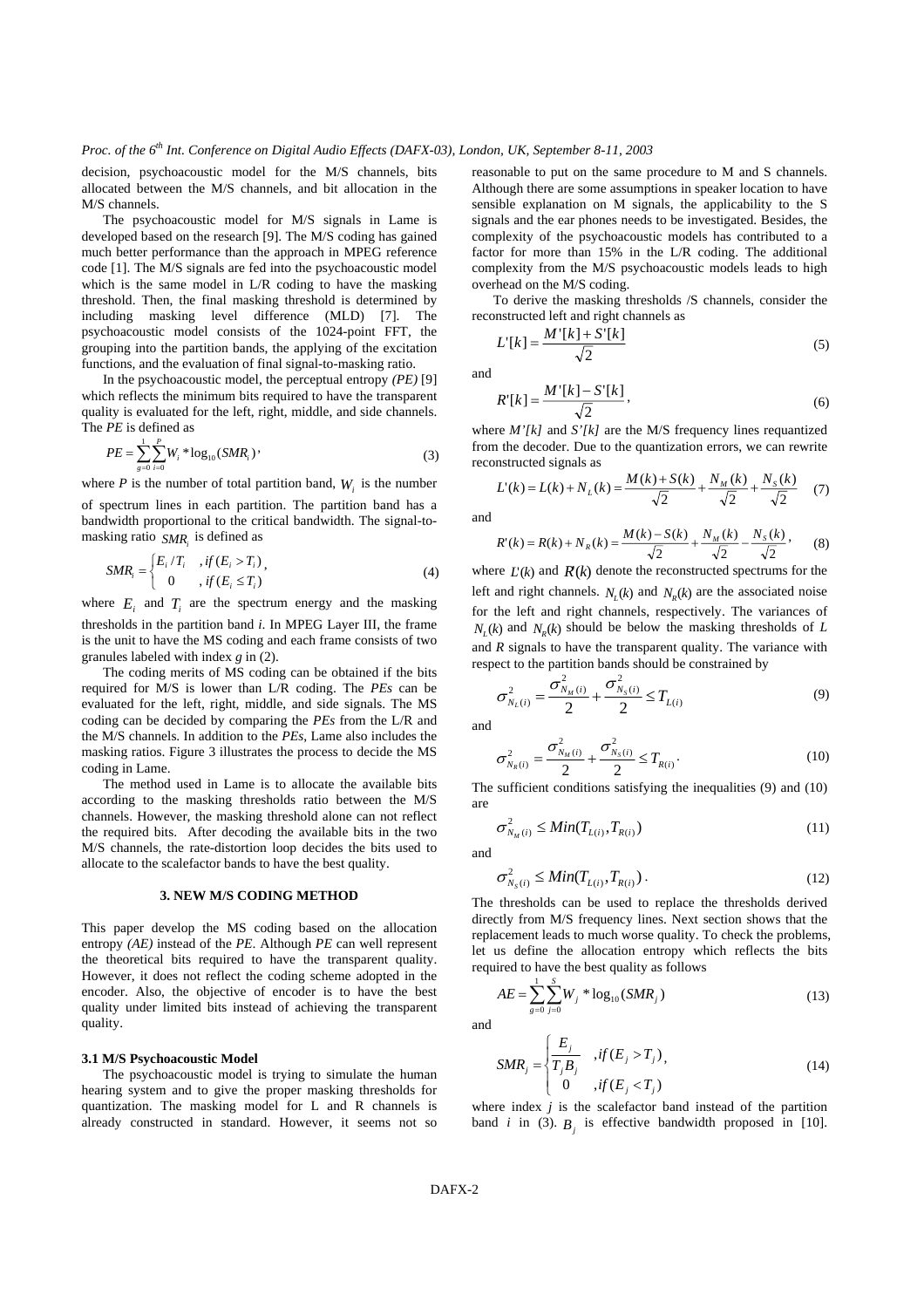decision, psychoacoustic model for the M/S channels, bits allocated between the M/S channels, and bit allocation in the M/S channels.

The psychoacoustic model for M/S signals in Lame is developed based on the research [9]. The M/S coding has gained much better performance than the approach in MPEG reference code [1]. The M/S signals are fed into the psychoacoustic model which is the same model in L/R coding to have the masking threshold. Then, the final masking threshold is determined by including masking level difference (MLD) [7]. The psychoacoustic model consists of the 1024-point FFT, the grouping into the partition bands, the applying of the excitation functions, and the evaluation of final signal-to-masking ratio.

In the psychoacoustic model, the perceptual entropy *(PE)* [9] which reflects the minimum bits required to have the transparent quality is evaluated for the left, right, middle, and side channels. The *PE* is defined as

$$PE = \sum_{g=0}^{1}\sum_{i=0}^{P} W_i * \log_{10}(SMR_i), \tag{3}$$

where $P$ is the number of total partition band, $W_i$ is the number of spectrum lines in each partition. The partition band has a bandwidth proportional to the critical bandwidth. The signal-to-masking ratio $SMR_i$ is defined as

$$SMR_i = \begin{cases} E_i / T_i & , if\,(E_i > T_i) \\ 0 & , if\,(E_i \le T_i) \end{cases}, \tag{4}$$

where $E_i$ and $T_i$ are the spectrum energy and the masking thresholds in the partition band *i*. In MPEG Layer III, the frame is the unit to have the MS coding and each frame consists of two granules labeled with index *g* in (2).

The coding merits of MS coding can be obtained if the bits required for M/S is lower than L/R coding. The *PEs* can be evaluated for the left, right, middle, and side signals. The MS coding can be decided by comparing the *PEs* from the L/R and the M/S channels. In addition to the *PEs*, Lame also includes the masking ratios. Figure 3 illustrates the process to decide the MS coding in Lame.

The method used in Lame is to allocate the available bits according to the masking thresholds ratio between the M/S channels. However, the masking threshold alone can not reflect the required bits. After decoding the available bits in the two M/S channels, the rate-distortion loop decides the bits used to allocate to the scalefactor bands to have the best quality.

## 3. NEW M/S CODING METHOD

This paper develop the MS coding based on the allocation entropy *(AE)* instead of the *PE*. Although *PE* can well represent the theoretical bits required to have the transparent quality. However, it does not reflect the coding scheme adopted in the encoder. Also, the objective of encoder is to have the best quality under limited bits instead of achieving the transparent quality.

### 3.1 M/S Psychoacoustic Model

The psychoacoustic model is trying to simulate the human hearing system and to give the proper masking thresholds for quantization. The masking model for L and R channels is already constructed in standard. However, it seems not so reasonable to put on the same procedure to M and S channels. Although there are some assumptions in speaker location to have sensible explanation on M signals, the applicability to the S signals and the ear phones needs to be investigated. Besides, the complexity of the psychoacoustic models has contributed to a factor for more than 15% in the L/R coding. The additional complexity from the M/S psychoacoustic models leads to high overhead on the M/S coding.

To derive the masking thresholds /S channels, consider the reconstructed left and right channels as

$$L'[k] = \frac{M'[k] + S'[k]}{\sqrt{2}} \tag{5}$$

and

$$R'[k] = \frac{M'[k] - S'[k]}{\sqrt{2}}, \tag{6}$$

where *M'[k]* and *S'[k]* are the M/S frequency lines requantized from the decoder. Due to the quantization errors, we can rewrite reconstructed signals as

$$L'(k) = L(k) + N_L(k) = \frac{M(k) + S(k)}{\sqrt{2}} + \frac{N_M(k)}{\sqrt{2}} + \frac{N_S(k)}{\sqrt{2}} \tag{7}$$

and

$$R'(k) = R(k) + N_R(k) = \frac{M(k) - S(k)}{\sqrt{2}} + \frac{N_M(k)}{\sqrt{2}} - \frac{N_S(k)}{\sqrt{2}}, \tag{8}$$

where $L'(k)$ and $R(k)$ denote the reconstructed spectrums for the left and right channels. $N_L(k)$ and $N_R(k)$ are the associated noise for the left and right channels, respectively. The variances of $N_L(k)$ and $N_R(k)$ should be below the masking thresholds of *L* and *R* signals to have the transparent quality. The variance with respect to the partition bands should be constrained by

$$\sigma^2_{N_L(i)} = \frac{\sigma^2_{N_M(i)}}{2} + \frac{\sigma^2_{N_S(i)}}{2} \le T_{L(i)} \tag{9}$$

and

$$\sigma^2_{N_R(i)} = \frac{\sigma^2_{N_M(i)}}{2} + \frac{\sigma^2_{N_S(i)}}{2} \le T_{R(i)}. \tag{10}$$

The sufficient conditions satisfying the inequalities (9) and (10) are

$$\sigma^2_{N_M(i)} \le Min(T_{L(i)}, T_{R(i)}) \tag{11}$$

and

$$\sigma^2_{N_S(i)} \le Min(T_{L(i)}, T_{R(i)}). \tag{12}$$

The thresholds can be used to replace the thresholds derived directly from M/S frequency lines. Next section shows that the replacement leads to much worse quality. To check the problems, let us define the allocation entropy which reflects the bits required to have the best quality as follows

$$AE = \sum_{g=0}^{1}\sum_{j=0}^{S} W_j * \log_{10}(SMR_j) \tag{13}$$

and

$$SMR_j = \begin{cases} \dfrac{E_j}{T_j B_j} & , if\,(E_j > T_j) \\ 0 & , if\,(E_j < T_j) \end{cases}, \tag{14}$$

where index *j* is the scalefactor band instead of the partition band *i* in (3). $B_j$ is effective bandwidth proposed in [10].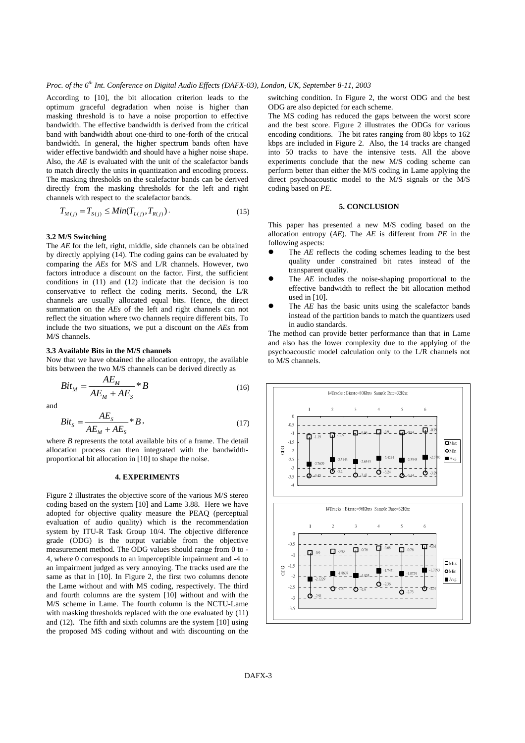According to [10], the bit allocation criterion leads to the optimum graceful degradation when noise is higher than masking threshold is to have a noise proportion to effective bandwidth. The effective bandwidth is derived from the critical band with bandwidth about one-third to one-forth of the critical bandwidth. In general, the higher spectrum bands often have wider effective bandwidth and should have a higher noise shape. Also, the *AE* is evaluated with the unit of the scalefactor bands to match directly the units in quantization and encoding process. The masking thresholds on the scalefactor bands can be derived directly from the masking thresholds for the left and right channels with respect to the scalefactor bands.

$$T_{M(j)} = T_{S(j)} \leq Min(T_{L(j)}, T_{R(j)}). \tag{15}$$

### 3.2 M/S Switching

The *AE* for the left, right, middle, side channels can be obtained by directly applying (14). The coding gains can be evaluated by comparing the *AEs* for M/S and L/R channels. However, two factors introduce a discount on the factor. First, the sufficient conditions in (11) and (12) indicate that the decision is too conservative to reflect the coding merits. Second, the L/R channels are usually allocated equal bits. Hence, the direct summation on the *AEs* of the left and right channels can not reflect the situation where two channels require different bits. To include the two situations, we put a discount on the *AEs* from M/S channels.

### 3.3 Available Bits in the M/S channels

Now that we have obtained the allocation entropy, the available bits between the two M/S channels can be derived directly as

$$Bit_M = \frac{AE_M}{AE_M + AE_S} * B \tag{16}$$

and

$$Bit_S = \frac{AE_S}{AE_M + AE_S} * B, \tag{17}$$

where *B* represents the total available bits of a frame. The detail allocation process can then integrated with the bandwidth-proportional bit allocation in [10] to shape the noise.

## 4. EXPERIMENTS

Figure 2 illustrates the objective score of the various M/S stereo coding based on the system [10] and Lame 3.88. Here we have adopted for objective quality measure the PEAQ (perceptual evaluation of audio quality) which is the recommendation system by ITU-R Task Group 10/4. The objective difference grade (ODG) is the output variable from the objective measurement method. The ODG values should range from 0 to -4, where 0 corresponds to an imperceptible impairment and -4 to an impairment judged as very annoying. The tracks used are the same as that in [10]. In Figure 2, the first two columns denote the Lame without and with MS coding, respectively. The third and fourth columns are the system [10] without and with the M/S scheme in Lame. The fourth column is the NCTU-Lame with masking thresholds replaced with the one evaluated by (11) and (12). The fifth and sixth columns are the system [10] using the proposed MS coding without and with discounting on the switching condition. In Figure 2, the worst ODG and the best ODG are also depicted for each scheme.

The MS coding has reduced the gaps between the worst score and the best score. Figure 2 illustrates the ODGs for various encoding conditions. The bit rates ranging from 80 kbps to 162 kbps are included in Figure 2. Also, the 14 tracks are changed into 50 tracks to have the intensive tests. All the above experiments conclude that the new M/S coding scheme can perform better than either the M/S coding in Lame applying the direct psychoacoustic model to the M/S signals or the M/S coding based on *PE*.

## 5. CONCLUSION

This paper has presented a new M/S coding based on the allocation entropy (*AE*). The *AE* is different from *PE* in the following aspects:

- The *AE* reflects the coding schemes leading to the best quality under constrained bit rates instead of the transparent quality.
- The *AE* includes the noise-shaping proportional to the effective bandwidth to reflect the bit allocation method used in [10].
- The *AE* has the basic units using the scalefactor bands instead of the partition bands to match the quantizers used in audio standards.

The method can provide better performance than that in Lame and also has the lower complexity due to the applying of the psychoacoustic model calculation only to the L/R channels not to M/S channels.

14Tracks : Bitrate=80Kbps Sample Rate=32Khz

| Scheme | 1 | 2 | 3 | 4 | 5 | 6 |
|---|---|---|---|---|---|---|
| Max | -1.19 | -1.09 | -0.96 | -0.9 | -0.94 | -0.79 |
| Min | -3.45 | -3.2 | -3.41 | -3.24 | -3.44 | -3.29 |
| Avg. | -2.7629 | -2.5143 | -2.6343 | -2.4214 | -2.5343 | -2.3786 |

14Tracks : Bitrate=96Kbps Sample Rate=32Khz

| Scheme | 1 | 2 | 3 | 4 | 5 | 6 |
|---|---|---|---|---|---|---|
| Max | -0.9 | -0.83 | -0.76 | -0.68 | -0.76 | -0.63 |
| Min | -2.91 | -2.57 | -2.6 | -2.36 | -2.73 | -2.57 |
| Avg. | -2.1229 | -1.8607 | -1.955 | -1.7421 | -1.8729 | -1.7093 |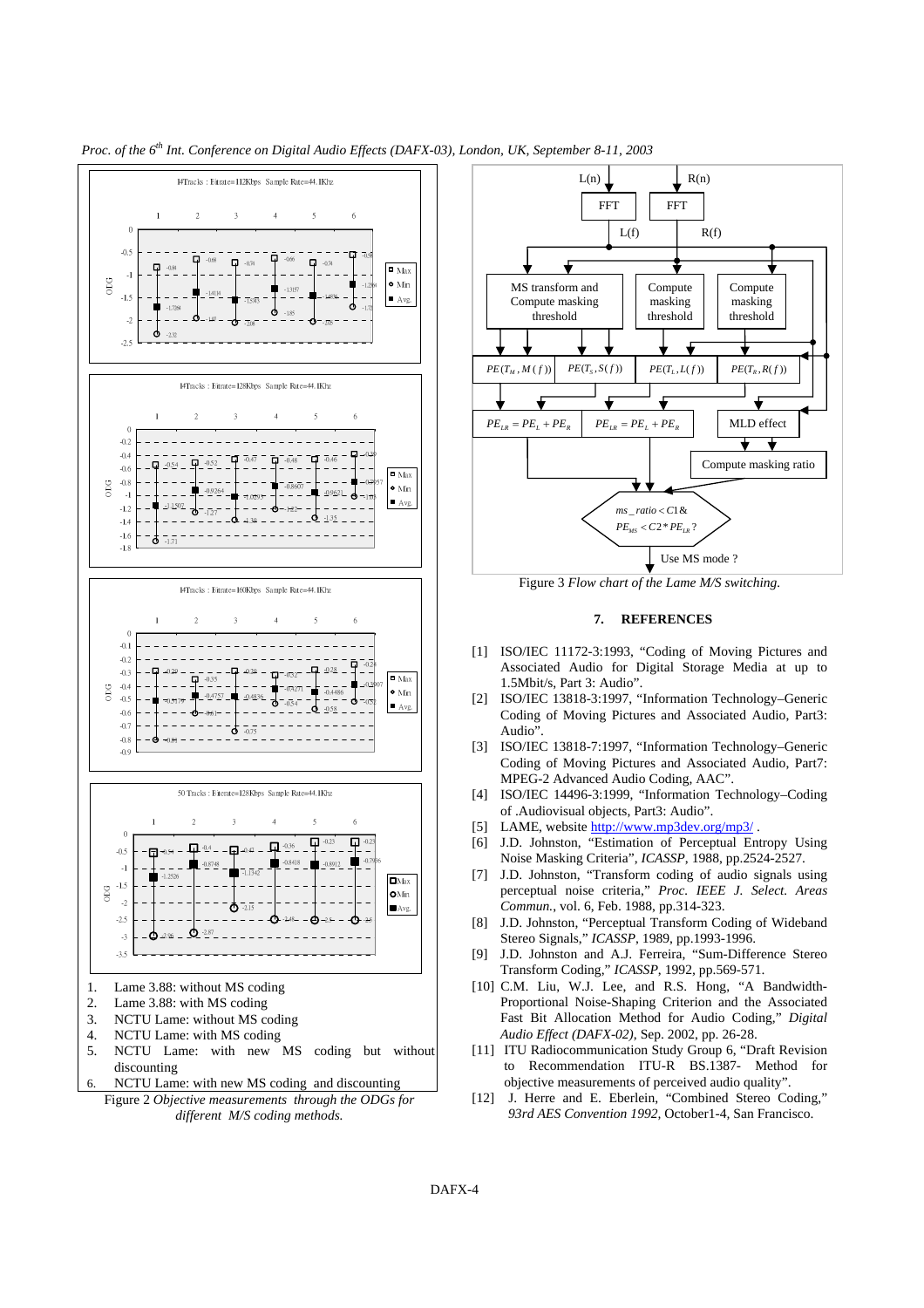14Tracks : Bitrate=112Kbps Sample Rate=44.1Khz

1 2 3 4 5 6

0
-0.5
-1
-1.5
-2
-2.5

ODG

-0.86 -0.68 -0.74 -0.66 -0.74 -0.58

-1.7284 -1.4134 -1.5743 -1.3157 -1.4896 -1.2864

-2.32 -1.97 -2.06 -1.85 -2.03 -1.72

Max
Min
Avg.

14Tracks : Bitrate=128Kbps Sample Rate=44.1Khz

1 2 3 4 5 6

0
-0.2
-0.4
-0.6
-0.8
-1
-1.2
-1.4
-1.6
-1.8

ODG

-0.54 -0.52 -0.47 -0.48 -0.46 -0.39

-1.1507 -0.9264 -1.0290 -0.8607 -0.9631 -0.7857

-1.71 -1.27 -1.39 -1.22 -1.35 -1.02

Max
Min
Avg.

14Tracks : Bitrate=160Kbps Sample Rate=44.1Khz

1 2 3 4 5 6

0
-0.1
-0.2
-0.3
-0.4
-0.5
-0.6
-0.7
-0.8
-0.9

ODG

-0.29 -0.35 -0.29 -0.32 -0.28 -0.24

-0.5179 -0.4757 -0.4836 -0.4271 -0.4486 -0.3907

-0.81 -0.61 -0.75 -0.54 -0.58 -0.52

Max
Min
Avg.

50 Tracks : Bitrate=128Kbps Sample Rate=44.1Khz

1 2 3 4 5 6

0
-0.5
-1
-1.5
-2
-2.5
-3
-3.5

ODG

-0.54 -0.4 -0.42 -0.36 -0.23 -0.23

-1.2526 -0.8748 -1.1742 -0.8418 -0.8912 -0.7936

-3.06 -2.87 -2.15 -2.46 -2.5 -2.5

Max
Min
Avg.

1. Lame 3.88: without MS coding
2. Lame 3.88: with MS coding
3. NCTU Lame: without MS coding
4. NCTU Lame: with MS coding
5. NCTU Lame: with new MS coding but without discounting
6. NCTU Lame: with new MS coding and discounting

Figure 2 *Objective measurements through the ODGs for different M/S coding methods.*

L(n) R(n)

FFT FFT

L(f) R(f)

MS transform and Compute masking threshold

Compute masking threshold

Compute masking threshold

$PE(T_M, M(f))$ $PE(T_S, S(f))$ $PE(T_L, L(f))$ $PE(T_R, R(f))$

$PE_{LR} = PE_L + PE_R$ $PE_{LR} = PE_L + PE_R$ MLD effect

Compute masking ratio

$ms\_ratio < C1$ & $PE_{MS} < C2 * PE_{LR}$ ?

Use MS mode ?

Figure 3 *Flow chart of the Lame M/S switching.*

## 7. REFERENCES

[1] ISO/IEC 11172-3:1993, "Coding of Moving Pictures and Associated Audio for Digital Storage Media at up to 1.5Mbit/s, Part 3: Audio".

[2] ISO/IEC 13818-3:1997, "Information Technology–Generic Coding of Moving Pictures and Associated Audio, Part3: Audio".

[3] ISO/IEC 13818-7:1997, "Information Technology–Generic Coding of Moving Pictures and Associated Audio, Part7: MPEG-2 Advanced Audio Coding, AAC".

[4] ISO/IEC 14496-3:1999, "Information Technology–Coding of .Audiovisual objects, Part3: Audio".

[5] LAME, website http://www.mp3dev.org/mp3/ .

[6] J.D. Johnston, "Estimation of Perceptual Entropy Using Noise Masking Criteria", *ICASSP*, 1988, pp.2524-2527.

[7] J.D. Johnston, "Transform coding of audio signals using perceptual noise criteria," *Proc. IEEE J. Select. Areas Commun.*, vol. 6, Feb. 1988, pp.314-323.

[8] J.D. Johnston, "Perceptual Transform Coding of Wideband Stereo Signals," *ICASSP*, 1989, pp.1993-1996.

[9] J.D. Johnston and A.J. Ferreira, "Sum-Difference Stereo Transform Coding," *ICASSP*, 1992, pp.569-571.

[10] C.M. Liu, W.J. Lee, and R.S. Hong, "A Bandwidth-Proportional Noise-Shaping Criterion and the Associated Fast Bit Allocation Method for Audio Coding," *Digital Audio Effect (DAFX-02)*, Sep. 2002, pp. 26-28.

[11] ITU Radiocommunication Study Group 6, "Draft Revision to Recommendation ITU-R BS.1387- Method for objective measurements of perceived audio quality".

[12] J. Herre and E. Eberlein, "Combined Stereo Coding," *93rd AES Convention 1992*, October1-4, San Francisco.